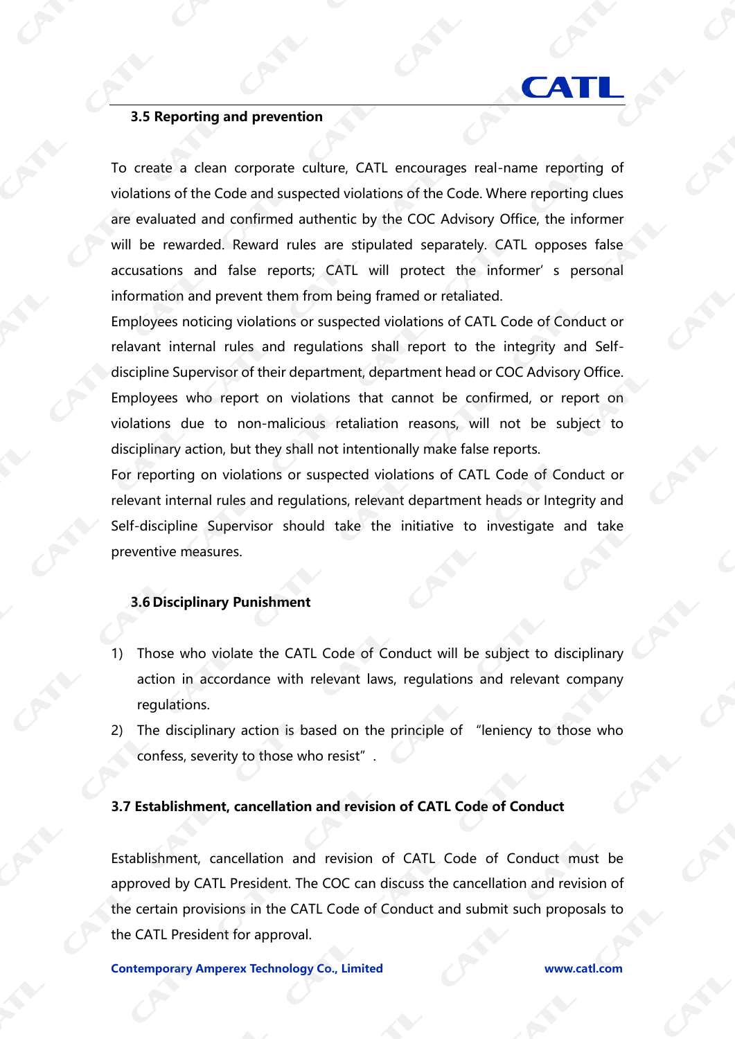### 3.5 Reporting and prevention

To create a clean corporate culture, CATL encourages real-name reporting of violations of the Code and suspected violations of the Code. Where reporting clues are evaluated and confirmed authentic by the COC Advisory Office, the informer will be rewarded. Reward rules are stipulated separately. CATL opposes false accusations and false reports; CATL will protect the informer' s personal information and prevent them from being framed or retaliated.

Employees noticing violations or suspected violations of CATL Code of Conduct or relavant internal rules and regulations shall report to the integrity and Self-discipline Supervisor of their department, department head or COC Advisory Office. Employees who report on violations that cannot be confirmed, or report on violations due to non-malicious retaliation reasons, will not be subject to disciplinary action, but they shall not intentionally make false reports.

For reporting on violations or suspected violations of CATL Code of Conduct or relevant internal rules and regulations, relevant department heads or Integrity and Self-discipline Supervisor should take the initiative to investigate and take preventive measures.

### 3.6 Disciplinary Punishment

1) Those who violate the CATL Code of Conduct will be subject to disciplinary action in accordance with relevant laws, regulations and relevant company regulations.
2) The disciplinary action is based on the principle of "leniency to those who confess, severity to those who resist".

### 3.7 Establishment, cancellation and revision of CATL Code of Conduct

Establishment, cancellation and revision of CATL Code of Conduct must be approved by CATL President. The COC can discuss the cancellation and revision of the certain provisions in the CATL Code of Conduct and submit such proposals to the CATL President for approval.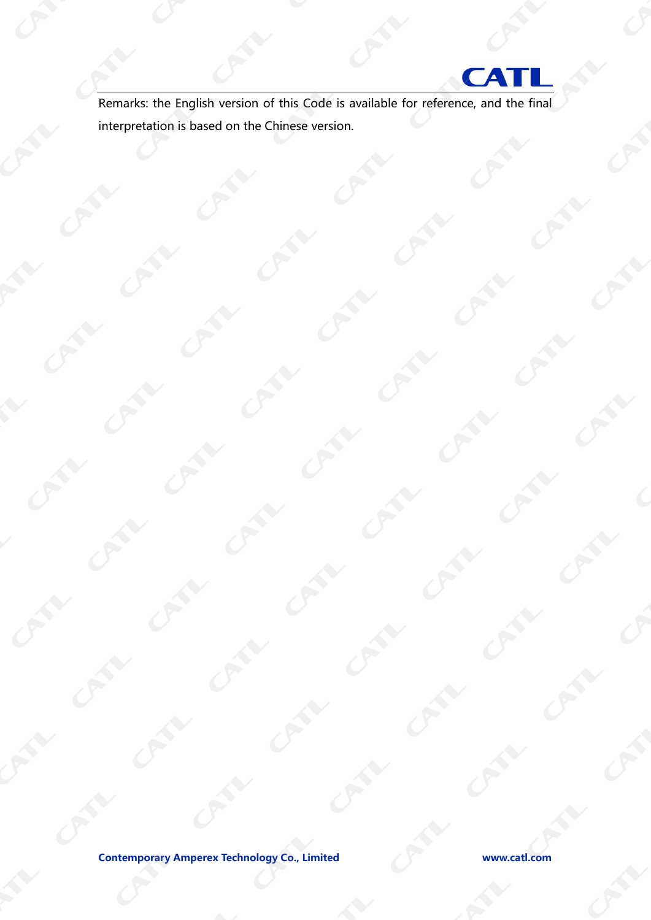Remarks: the English version of this Code is available for reference, and the final interpretation is based on the Chinese version.